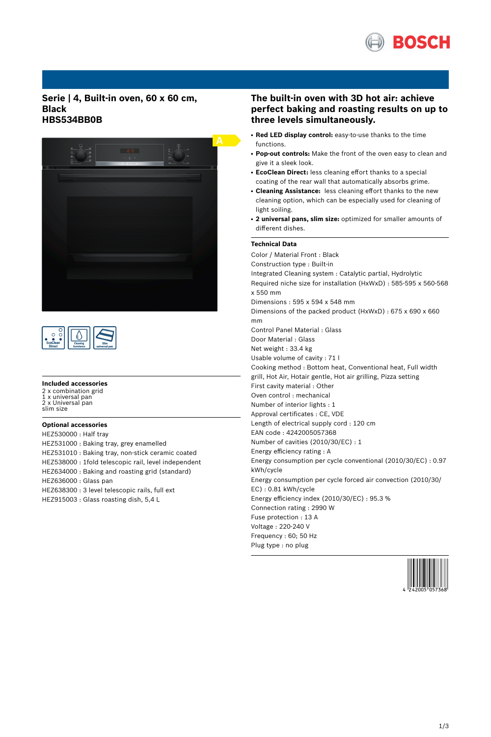# Serie | 4, Built-in oven, 60 x 60 cm, Black
# HBS534BB0B

## The built-in oven with 3D hot air: achieve perfect baking and roasting results on up to three levels simultaneously.

- **Red LED display control:** easy-to-use thanks to the time functions.
- **Pop-out controls:** Make the front of the oven easy to clean and give it a sleek look.
- **EcoClean Direct:** less cleaning effort thanks to a special coating of the rear wall that automatically absorbs grime.
- **Cleaning Assistance:** less cleaning effort thanks to the new cleaning option, which can be especially used for cleaning of light soiling.
- **2 universal pans, slim size:** optimized for smaller amounts of different dishes.

### Technical Data

Color / Material Front : Black
Construction type : Built-in
Integrated Cleaning system : Catalytic partial, Hydrolytic
Required niche size for installation (HxWxD) : 585-595 x 560-568 x 550 mm
Dimensions : 595 x 594 x 548 mm
Dimensions of the packed product (HxWxD) : 675 x 690 x 660 mm
Control Panel Material : Glass
Door Material : Glass
Net weight : 33.4 kg
Usable volume of cavity : 71 l
Cooking method : Bottom heat, Conventional heat, Full width grill, Hot Air, Hotair gentle, Hot air grilling, Pizza setting
First cavity material : Other
Oven control : mechanical
Number of interior lights : 1
Approval certificates : CE, VDE
Length of electrical supply cord : 120 cm
EAN code : 4242005057368
Number of cavities (2010/30/EC) : 1
Energy efficiency rating : A
Energy consumption per cycle conventional (2010/30/EC) : 0.97 kWh/cycle
Energy consumption per cycle forced air convection (2010/30/EC) : 0.81 kWh/cycle
Energy efficiency index (2010/30/EC) : 95.3 %
Connection rating : 2990 W
Fuse protection : 13 A
Voltage : 220-240 V
Frequency : 60; 50 Hz
Plug type : no plug

### Included accessories

2 x combination grid
1 x universal pan
2 x Universal pan slim size

### Optional accessories

HEZ530000 : Half tray
HEZ531000 : Baking tray, grey enamelled
HEZ531010 : Baking tray, non-stick ceramic coated
HEZ538000 : 1fold telescopic rail, level independent
HEZ634000 : Baking and roasting grid (standard)
HEZ636000 : Glass pan
HEZ638300 : 3 level telescopic rails, full ext
HEZ915003 : Glass roasting dish, 5,4 L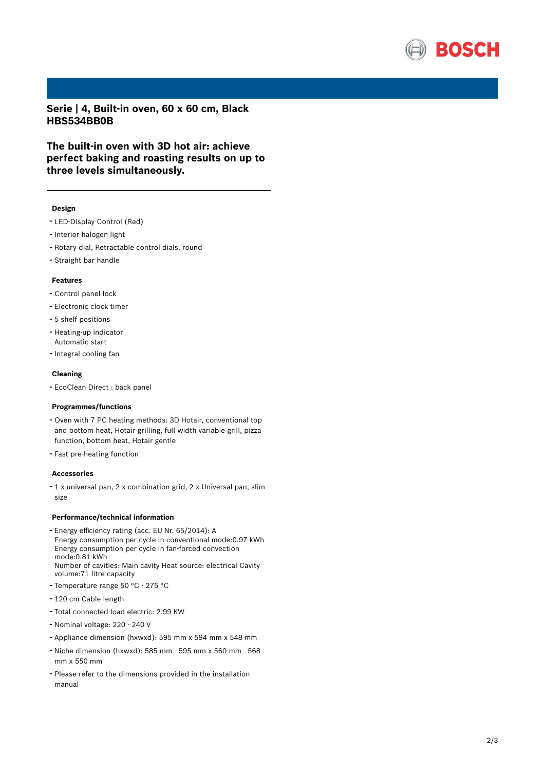# Serie | 4, Built-in oven, 60 x 60 cm, Black
# HBS534BB0B

## The built-in oven with 3D hot air: achieve perfect baking and roasting results on up to three levels simultaneously.

---

### Design

- LED-Display Control (Red)
- Interior halogen light
- Rotary dial, Retractable control dials, round
- Straight bar handle

### Features

- Control panel lock
- Electronic clock timer
- 5 shelf positions
- Heating-up indicator
  Automatic start
- Integral cooling fan

### Cleaning

- EcoClean Direct : back panel

### Programmes/functions

- Oven with 7 PC heating methods: 3D Hotair, conventional top and bottom heat, Hotair grilling, full width variable grill, pizza function, bottom heat, Hotair gentle
- Fast pre-heating function

### Accessories

- 1 x universal pan, 2 x combination grid, 2 x Universal pan, slim size

### Performance/technical information

- Energy efficiency rating (acc. EU Nr. 65/2014): A
  Energy consumption per cycle in conventional mode:0.97 kWh
  Energy consumption per cycle in fan-forced convection mode:0.81 kWh
  Number of cavities: Main cavity Heat source: electrical Cavity volume:71 litre capacity
- Temperature range 50 °C - 275 °C
- 120 cm Cable length
- Total connected load electric: 2.99 KW
- Nominal voltage: 220 - 240 V
- Appliance dimension (hxwxd): 595 mm x 594 mm x 548 mm
- Niche dimension (hxwxd): 585 mm - 595 mm x 560 mm - 568 mm x 550 mm
- Please refer to the dimensions provided in the installation manual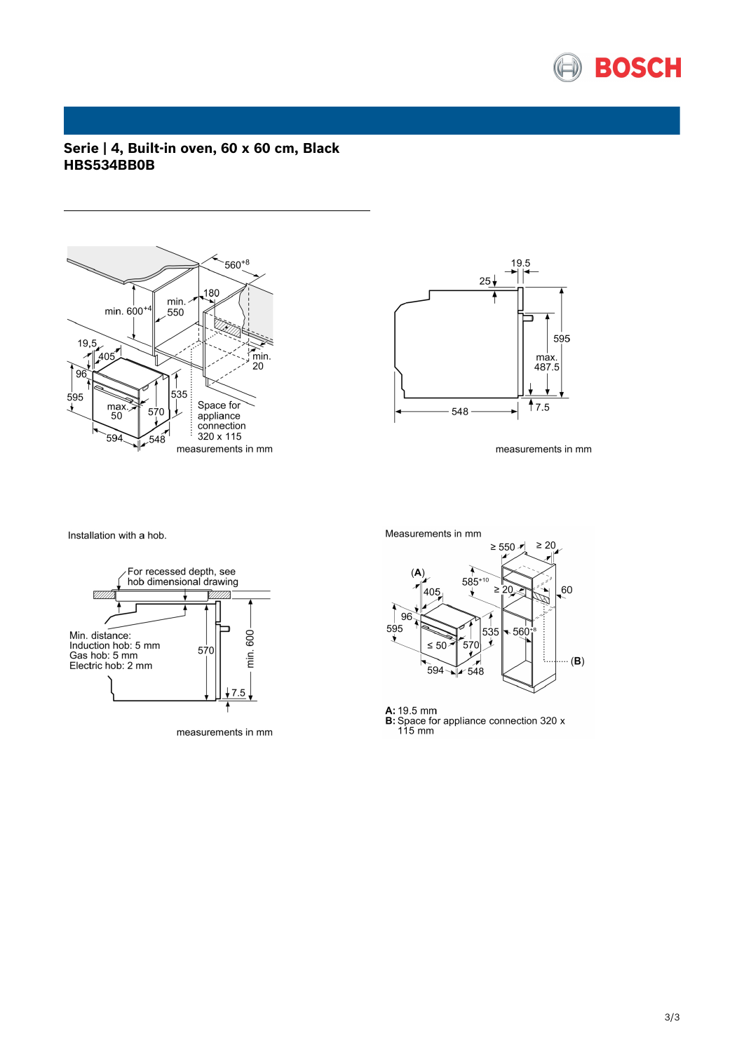**Serie | 4, Built-in oven, 60 x 60 cm, Black**
**HBS534BB0B**

min. 600+4
min. 550
560+8
180
19,5
405
96
595
max. 50
570
535
594
548
min. 20
Space for appliance connection 320 x 115
measurements in mm

19.5
25
595
max. 487.5
548
7.5
measurements in mm

Installation with a hob.

For recessed depth, see hob dimensional drawing
Min. distance:
Induction hob: 5 mm
Gas hob: 5 mm
Electric hob: 2 mm
570
min. 600
7.5
measurements in mm

Measurements in mm

≥ 550
≥ 20
(A)
405
585+10
≥ 20
60
96
595
≤ 50
570
535
560+8
(B)
594
548

**A:** 19.5 mm
**B:** Space for appliance connection 320 x 115 mm